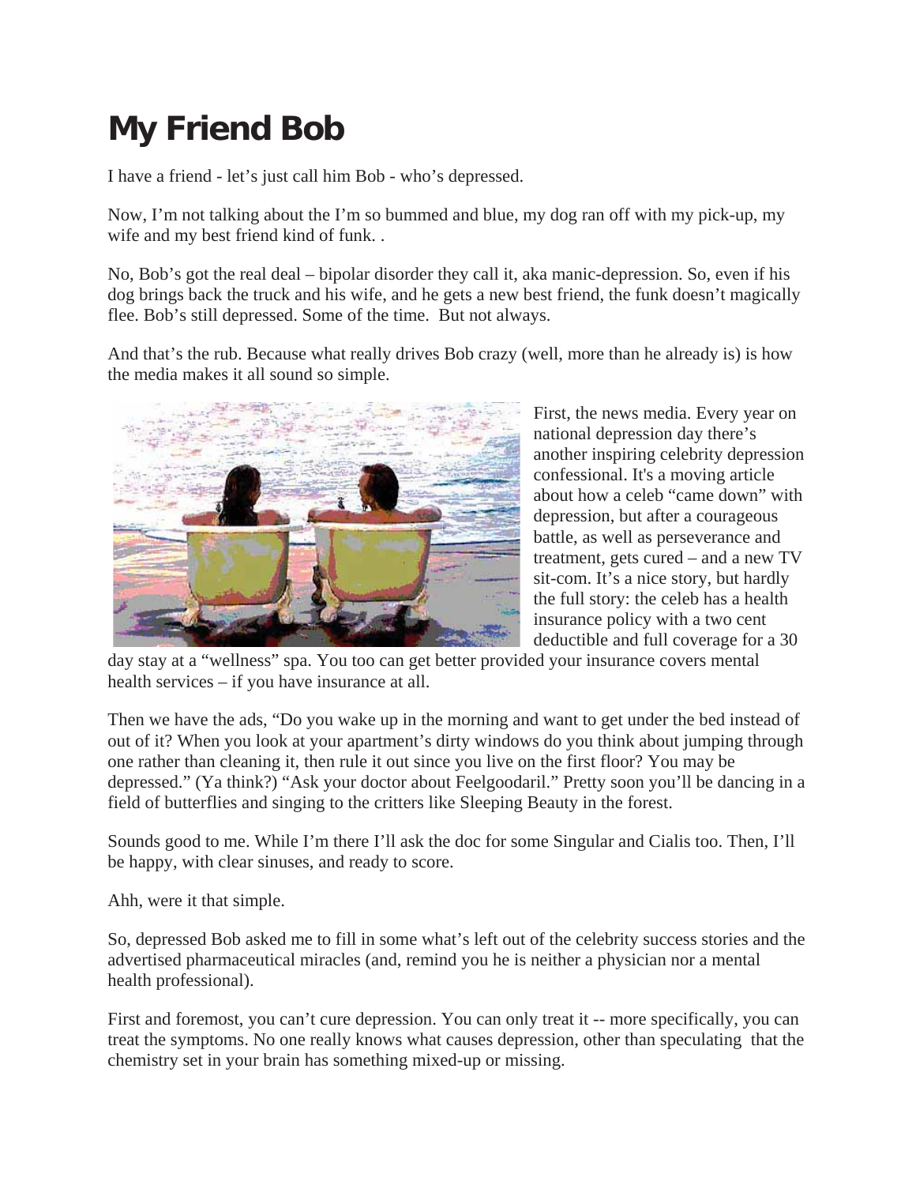# My Friend Bob

I have a friend - let's just call him Bob - who's depressed.

Now, I'm not talking about the I'm so bummed and blue, my dog ran off with my pick-up, my wife and my best friend kind of funk. .

No, Bob's got the real deal – bipolar disorder they call it, aka manic-depression. So, even if his dog brings back the truck and his wife, and he gets a new best friend, the funk doesn't magically flee. Bob's still depressed. Some of the time. But not always.

And that's the rub. Because what really drives Bob crazy (well, more than he already is) is how the media makes it all sound so simple.

First, the news media. Every year on national depression day there's another inspiring celebrity depression confessional. It's a moving article about how a celeb "came down" with depression, but after a courageous battle, as well as perseverance and treatment, gets cured – and a new TV sit-com. It's a nice story, but hardly the full story: the celeb has a health insurance policy with a two cent deductible and full coverage for a 30 day stay at a "wellness" spa. You too can get better provided your insurance covers mental health services – if you have insurance at all.

Then we have the ads, "Do you wake up in the morning and want to get under the bed instead of out of it? When you look at your apartment's dirty windows do you think about jumping through one rather than cleaning it, then rule it out since you live on the first floor? You may be depressed." (Ya think?) "Ask your doctor about Feelgoodaril." Pretty soon you'll be dancing in a field of butterflies and singing to the critters like Sleeping Beauty in the forest.

Sounds good to me. While I'm there I'll ask the doc for some Singular and Cialis too. Then, I'll be happy, with clear sinuses, and ready to score.

Ahh, were it that simple.

So, depressed Bob asked me to fill in some what's left out of the celebrity success stories and the advertised pharmaceutical miracles (and, remind you he is neither a physician nor a mental health professional).

First and foremost, you can't cure depression. You can only treat it -- more specifically, you can treat the symptoms. No one really knows what causes depression, other than speculating that the chemistry set in your brain has something mixed-up or missing.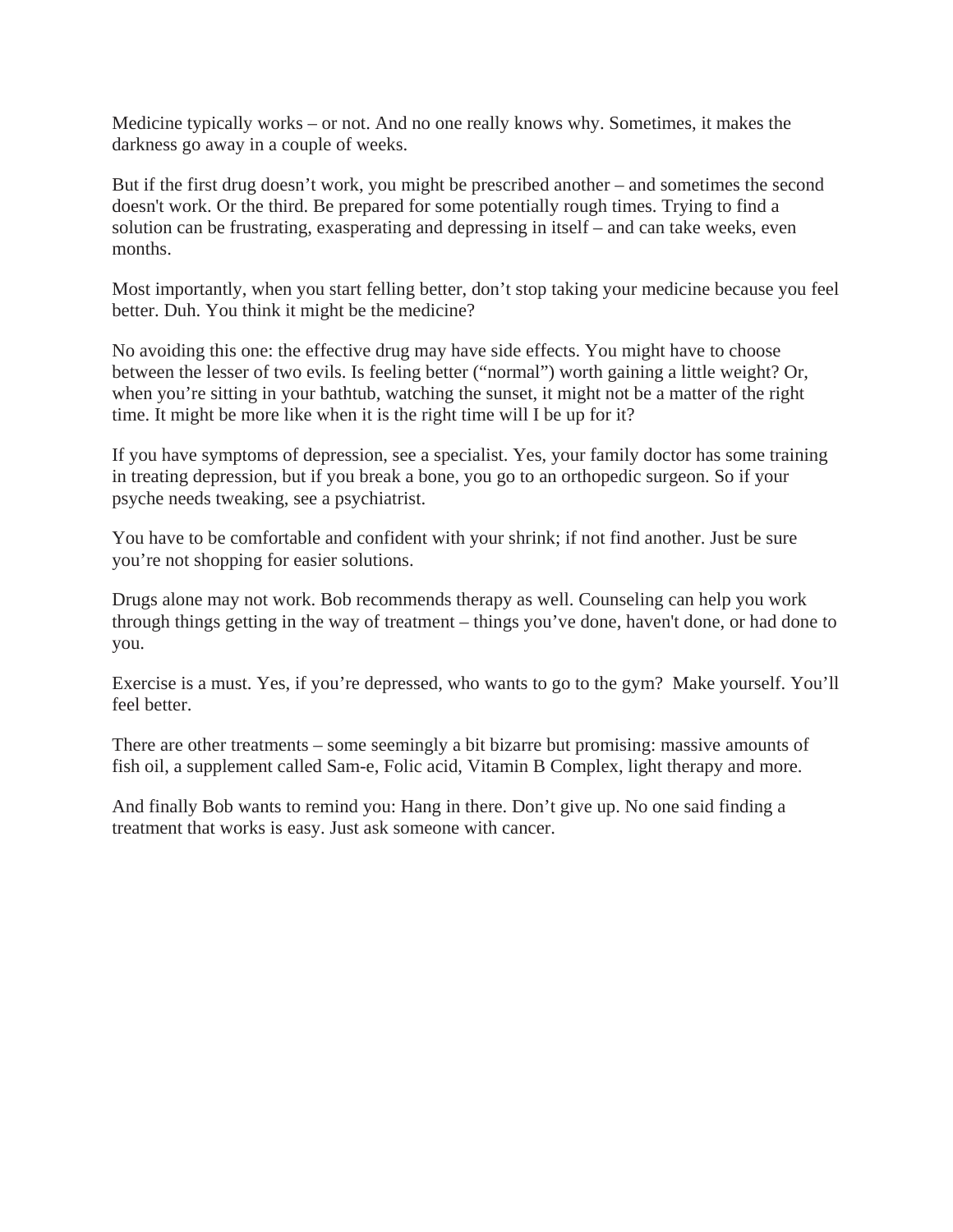Medicine typically works – or not. And no one really knows why. Sometimes, it makes the darkness go away in a couple of weeks.

But if the first drug doesn't work, you might be prescribed another – and sometimes the second doesn't work. Or the third. Be prepared for some potentially rough times. Trying to find a solution can be frustrating, exasperating and depressing in itself – and can take weeks, even months.

Most importantly, when you start felling better, don't stop taking your medicine because you feel better. Duh. You think it might be the medicine?

No avoiding this one: the effective drug may have side effects. You might have to choose between the lesser of two evils. Is feeling better ("normal") worth gaining a little weight? Or, when you're sitting in your bathtub, watching the sunset, it might not be a matter of the right time. It might be more like when it is the right time will I be up for it?

If you have symptoms of depression, see a specialist. Yes, your family doctor has some training in treating depression, but if you break a bone, you go to an orthopedic surgeon. So if your psyche needs tweaking, see a psychiatrist.

You have to be comfortable and confident with your shrink; if not find another. Just be sure you're not shopping for easier solutions.

Drugs alone may not work. Bob recommends therapy as well. Counseling can help you work through things getting in the way of treatment – things you've done, haven't done, or had done to you.

Exercise is a must. Yes, if you're depressed, who wants to go to the gym? Make yourself. You'll feel better.

There are other treatments – some seemingly a bit bizarre but promising: massive amounts of fish oil, a supplement called Sam-e, Folic acid, Vitamin B Complex, light therapy and more.

And finally Bob wants to remind you: Hang in there. Don't give up. No one said finding a treatment that works is easy. Just ask someone with cancer.